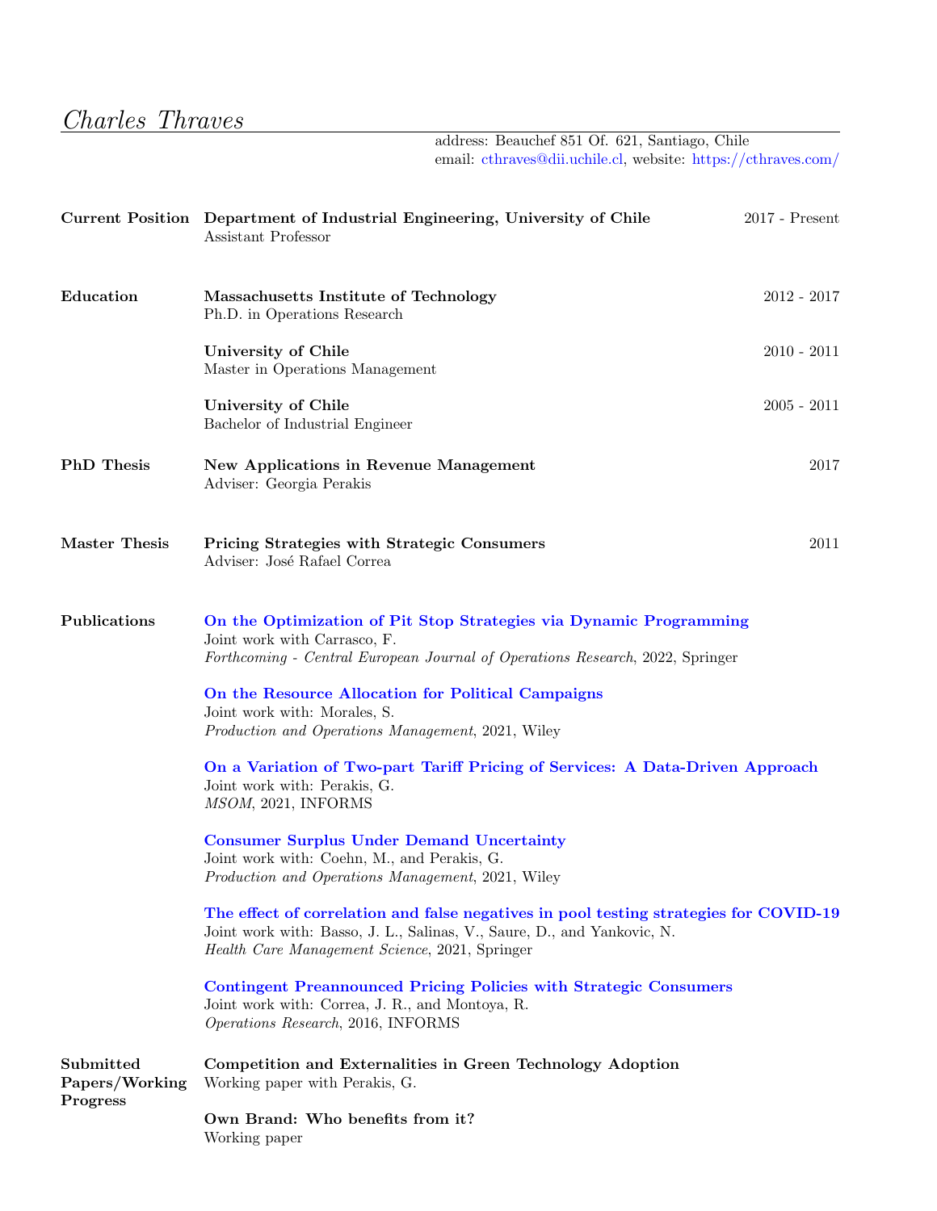# *Charles Thraves*

address: Beauchef 851 Of. 621, Santiago, Chile
email: cthraves@dii.uchile.cl, website: https://cthraves.com/

## Current Position

**Department of Industrial Engineering, University of Chile** — 2017 - Present
Assistant Professor

## Education

**Massachusetts Institute of Technology** — 2012 - 2017
Ph.D. in Operations Research

**University of Chile** — 2010 - 2011
Master in Operations Management

**University of Chile** — 2005 - 2011
Bachelor of Industrial Engineer

## PhD Thesis

**New Applications in Revenue Management** — 2017
Adviser: Georgia Perakis

## Master Thesis

**Pricing Strategies with Strategic Consumers** — 2011
Adviser: José Rafael Correa

## Publications

**On the Optimization of Pit Stop Strategies via Dynamic Programming**
Joint work with Carrasco, F.
*Forthcoming - Central European Journal of Operations Research*, 2022, Springer

**On the Resource Allocation for Political Campaigns**
Joint work with: Morales, S.
*Production and Operations Management*, 2021, Wiley

**On a Variation of Two-part Tariff Pricing of Services: A Data-Driven Approach**
Joint work with: Perakis, G.
*MSOM*, 2021, INFORMS

**Consumer Surplus Under Demand Uncertainty**
Joint work with: Coehn, M., and Perakis, G.
*Production and Operations Management*, 2021, Wiley

**The effect of correlation and false negatives in pool testing strategies for COVID-19**
Joint work with: Basso, J. L., Salinas, V., Saure, D., and Yankovic, N.
*Health Care Management Science*, 2021, Springer

**Contingent Preannounced Pricing Policies with Strategic Consumers**
Joint work with: Correa, J. R., and Montoya, R.
*Operations Research*, 2016, INFORMS

## Submitted Papers/Working Progress

**Competition and Externalities in Green Technology Adoption**
Working paper with Perakis, G.

**Own Brand: Who benefits from it?**
Working paper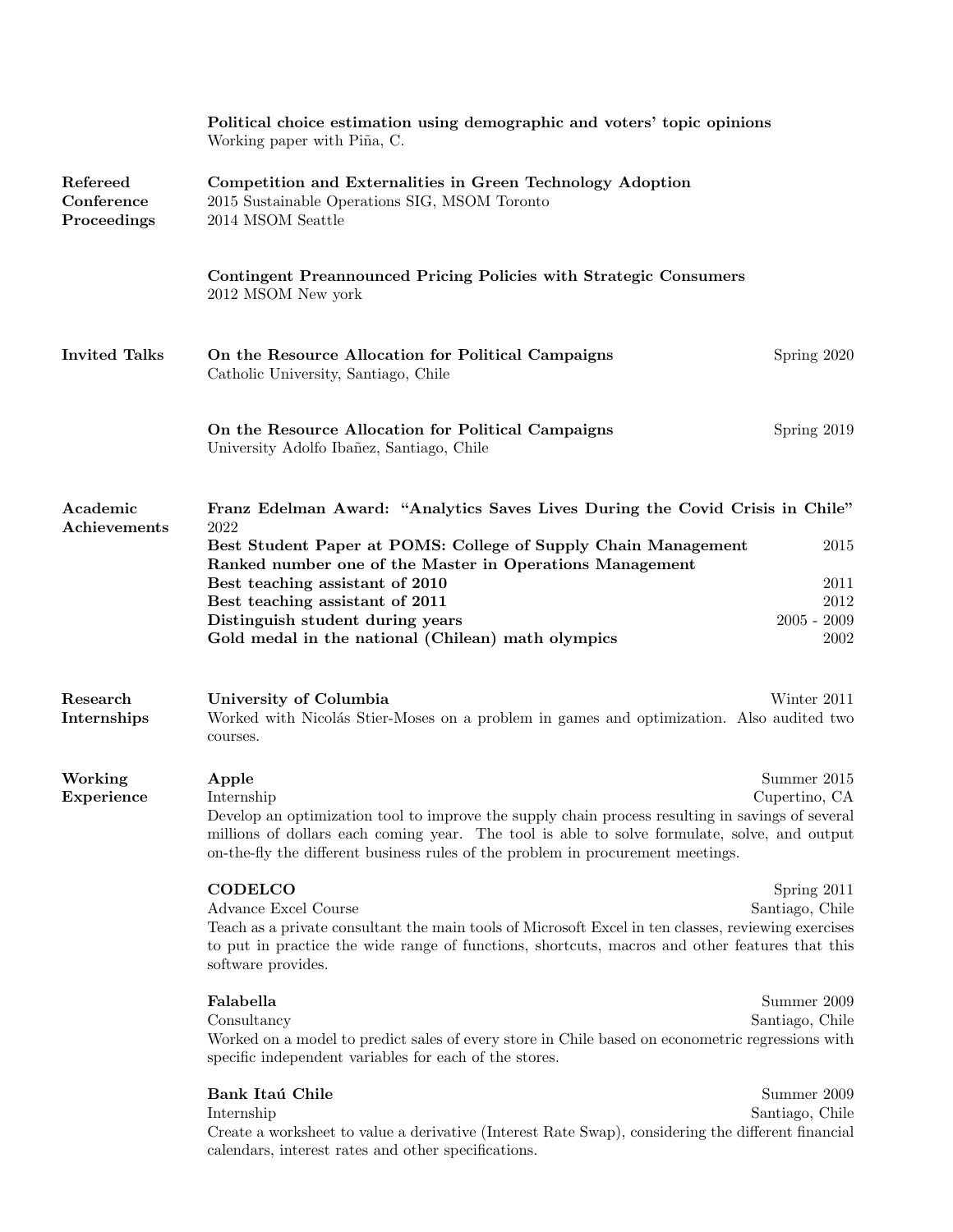**Political choice estimation using demographic and voters' topic opinions**
Working paper with Piña, C.

## Refereed Conference Proceedings

**Competition and Externalities in Green Technology Adoption**
2015 Sustainable Operations SIG, MSOM Toronto
2014 MSOM Seattle

**Contingent Preannounced Pricing Policies with Strategic Consumers**
2012 MSOM New york

## Invited Talks

**On the Resource Allocation for Political Campaigns** — Spring 2020
Catholic University, Santiago, Chile

**On the Resource Allocation for Political Campaigns** — Spring 2019
University Adolfo Ibañez, Santiago, Chile

## Academic Achievements

**Franz Edelman Award: "Analytics Saves Lives During the Covid Crisis in Chile"**
2022
**Best Student Paper at POMS: College of Supply Chain Management** — 2015
**Ranked number one of the Master in Operations Management**
**Best teaching assistant of 2010** — 2011
**Best teaching assistant of 2011** — 2012
**Distinguish student during years** — 2005 - 2009
**Gold medal in the national (Chilean) math olympics** — 2002

## Research Internships

**University of Columbia** — Winter 2011
Worked with Nicolás Stier-Moses on a problem in games and optimization. Also audited two courses.

## Working Experience

**Apple** — Summer 2015
Internship — Cupertino, CA
Develop an optimization tool to improve the supply chain process resulting in savings of several millions of dollars each coming year. The tool is able to solve formulate, solve, and output on-the-fly the different business rules of the problem in procurement meetings.

**CODELCO** — Spring 2011
Advance Excel Course — Santiago, Chile
Teach as a private consultant the main tools of Microsoft Excel in ten classes, reviewing exercises to put in practice the wide range of functions, shortcuts, macros and other features that this software provides.

**Falabella** — Summer 2009
Consultancy — Santiago, Chile
Worked on a model to predict sales of every store in Chile based on econometric regressions with specific independent variables for each of the stores.

**Bank Itaú Chile** — Summer 2009
Internship — Santiago, Chile
Create a worksheet to value a derivative (Interest Rate Swap), considering the different financial calendars, interest rates and other specifications.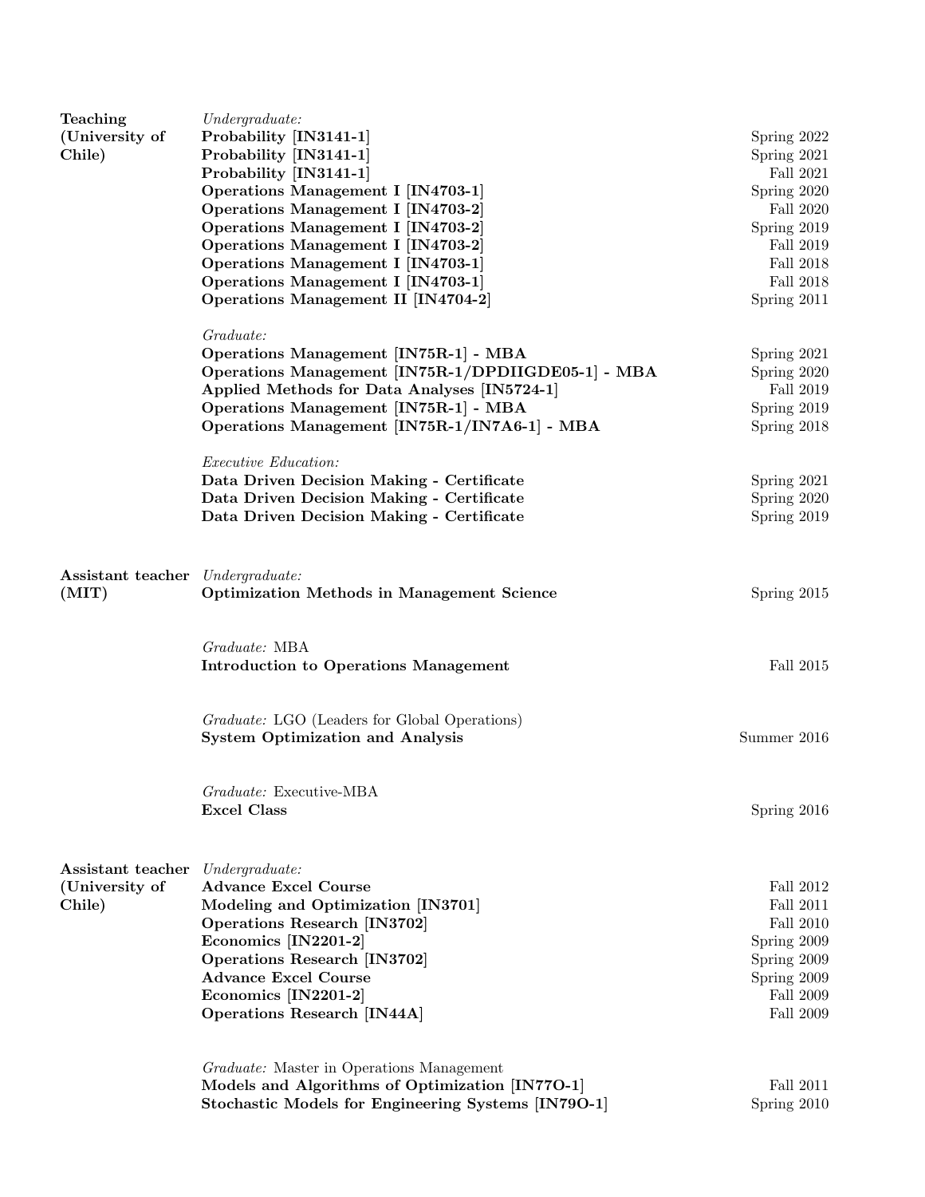## Teaching (University of Chile)

*Undergraduate:*

| Course | Term |
|---|---|
| **Probability [IN3141-1]** | Spring 2022 |
| **Probability [IN3141-1]** | Spring 2021 |
| **Probability [IN3141-1]** | Fall 2021 |
| **Operations Management I [IN4703-1]** | Spring 2020 |
| **Operations Management I [IN4703-2]** | Fall 2020 |
| **Operations Management I [IN4703-2]** | Spring 2019 |
| **Operations Management I [IN4703-2]** | Fall 2019 |
| **Operations Management I [IN4703-1]** | Fall 2018 |
| **Operations Management I [IN4703-1]** | Fall 2018 |
| **Operations Management II [IN4704-2]** | Spring 2011 |

*Graduate:*

| Course | Term |
|---|---|
| **Operations Management [IN75R-1] - MBA** | Spring 2021 |
| **Operations Management [IN75R-1/DPDIIGDE05-1] - MBA** | Spring 2020 |
| **Applied Methods for Data Analyses [IN5724-1]** | Fall 2019 |
| **Operations Management [IN75R-1] - MBA** | Spring 2019 |
| **Operations Management [IN75R-1/IN7A6-1] - MBA** | Spring 2018 |

*Executive Education:*

| Course | Term |
|---|---|
| **Data Driven Decision Making - Certificate** | Spring 2021 |
| **Data Driven Decision Making - Certificate** | Spring 2020 |
| **Data Driven Decision Making - Certificate** | Spring 2019 |

## Assistant teacher (MIT)

*Undergraduate:*

| Course | Term |
|---|---|
| **Optimization Methods in Management Science** | Spring 2015 |

*Graduate:* MBA

| Course | Term |
|---|---|
| **Introduction to Operations Management** | Fall 2015 |

*Graduate:* LGO (Leaders for Global Operations)

| Course | Term |
|---|---|
| **System Optimization and Analysis** | Summer 2016 |

*Graduate:* Executive-MBA

| Course | Term |
|---|---|
| **Excel Class** | Spring 2016 |

## Assistant teacher (University of Chile)

*Undergraduate:*

| Course | Term |
|---|---|
| **Advance Excel Course** | Fall 2012 |
| **Modeling and Optimization [IN3701]** | Fall 2011 |
| **Operations Research [IN3702]** | Fall 2010 |
| **Economics [IN2201-2]** | Spring 2009 |
| **Operations Research [IN3702]** | Spring 2009 |
| **Advance Excel Course** | Spring 2009 |
| **Economics [IN2201-2]** | Fall 2009 |
| **Operations Research [IN44A]** | Fall 2009 |

*Graduate:* Master in Operations Management

| Course | Term |
|---|---|
| **Models and Algorithms of Optimization [IN77O-1]** | Fall 2011 |
| **Stochastic Models for Engineering Systems [IN79O-1]** | Spring 2010 |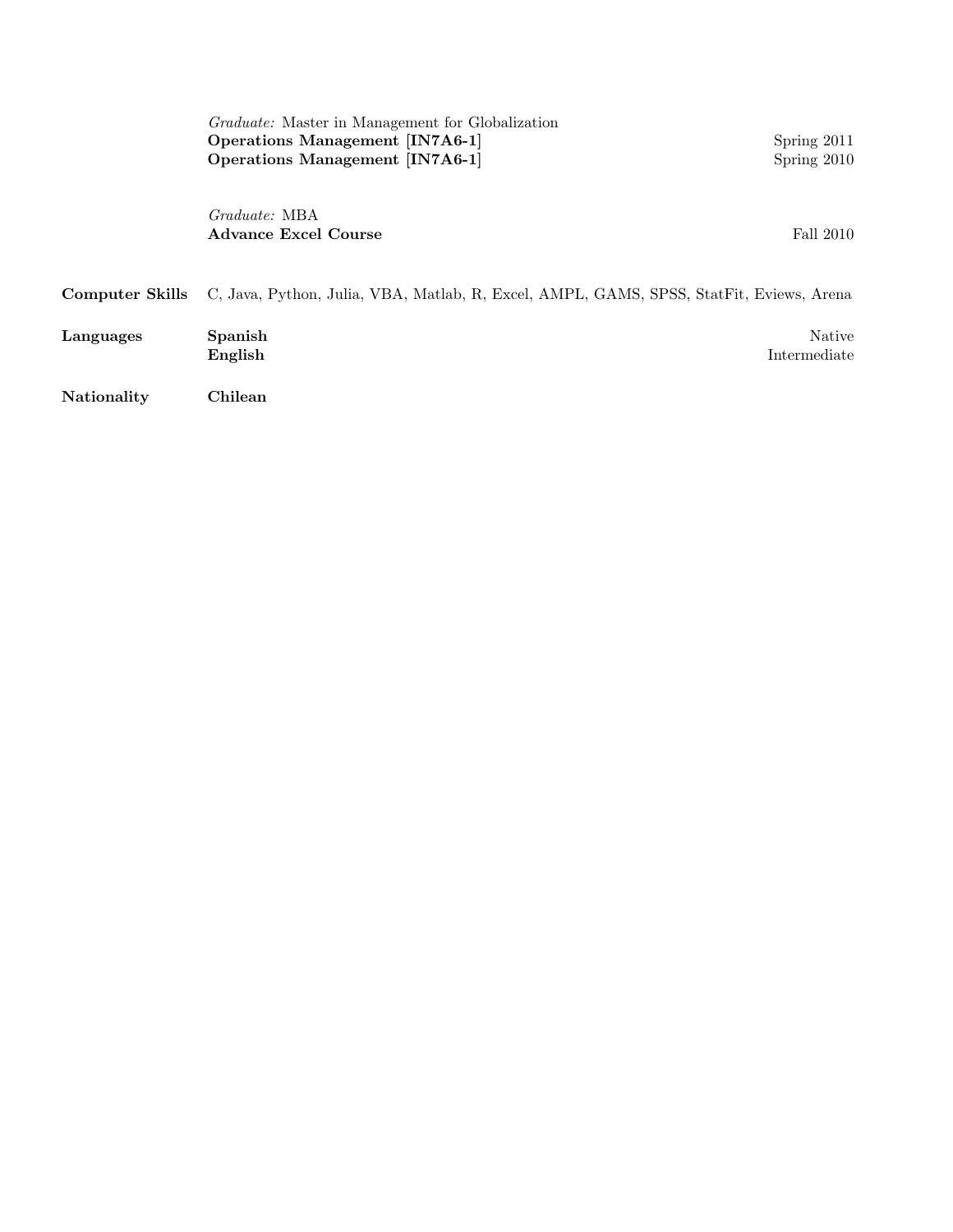*Graduate:* Master in Management for Globalization

**Operations Management [IN7A6-1]** Spring 2011

**Operations Management [IN7A6-1]** Spring 2010

*Graduate:* MBA

**Advance Excel Course** Fall 2010

**Computer Skills** C, Java, Python, Julia, VBA, Matlab, R, Excel, AMPL, GAMS, SPSS, StatFit, Eviews, Arena

**Languages**

- **Spanish** Native
- **English** Intermediate

**Nationality** **Chilean**